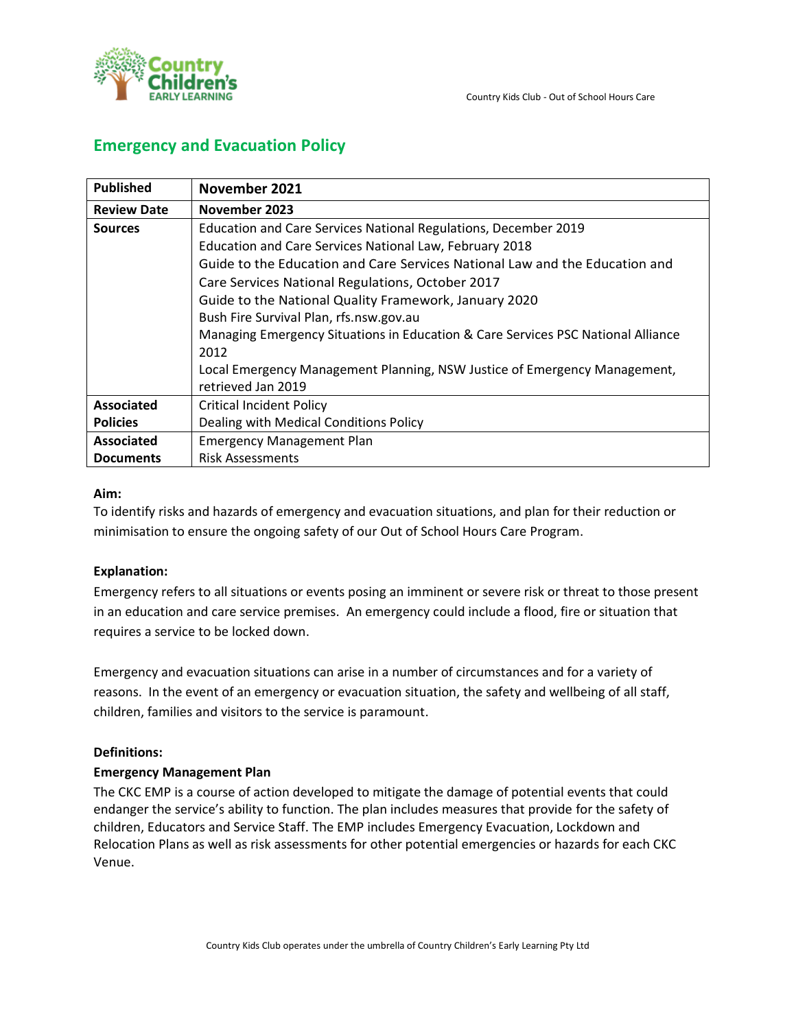# Emergency and Evacuation Policy

| Published | November 2021 |
|---|---|
| Review Date | November 2023 |
| Sources | Education and Care Services National Regulations, December 2019<br>Education and Care Services National Law, February 2018<br>Guide to the Education and Care Services National Law and the Education and Care Services National Regulations, October 2017<br>Guide to the National Quality Framework, January 2020<br>Bush Fire Survival Plan, rfs.nsw.gov.au<br>Managing Emergency Situations in Education & Care Services PSC National Alliance 2012<br>Local Emergency Management Planning, NSW Justice of Emergency Management, retrieved Jan 2019 |
| Associated Policies | Critical Incident Policy<br>Dealing with Medical Conditions Policy |
| Associated Documents | Emergency Management Plan<br>Risk Assessments |

**Aim:**

To identify risks and hazards of emergency and evacuation situations, and plan for their reduction or minimisation to ensure the ongoing safety of our Out of School Hours Care Program.

**Explanation:**

Emergency refers to all situations or events posing an imminent or severe risk or threat to those present in an education and care service premises. An emergency could include a flood, fire or situation that requires a service to be locked down.

Emergency and evacuation situations can arise in a number of circumstances and for a variety of reasons. In the event of an emergency or evacuation situation, the safety and wellbeing of all staff, children, families and visitors to the service is paramount.

**Definitions:**

**Emergency Management Plan**

The CKC EMP is a course of action developed to mitigate the damage of potential events that could endanger the service's ability to function. The plan includes measures that provide for the safety of children, Educators and Service Staff. The EMP includes Emergency Evacuation, Lockdown and Relocation Plans as well as risk assessments for other potential emergencies or hazards for each CKC Venue.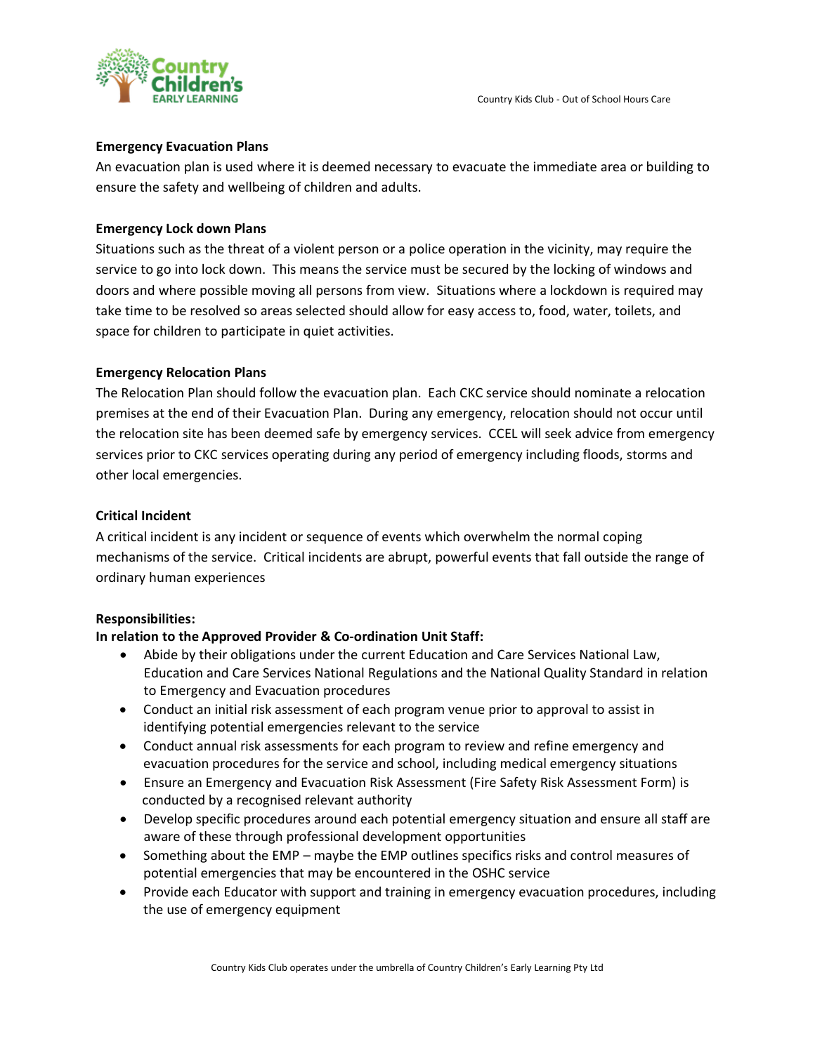**Emergency Evacuation Plans**

An evacuation plan is used where it is deemed necessary to evacuate the immediate area or building to ensure the safety and wellbeing of children and adults.

**Emergency Lock down Plans**

Situations such as the threat of a violent person or a police operation in the vicinity, may require the service to go into lock down. This means the service must be secured by the locking of windows and doors and where possible moving all persons from view. Situations where a lockdown is required may take time to be resolved so areas selected should allow for easy access to, food, water, toilets, and space for children to participate in quiet activities.

**Emergency Relocation Plans**

The Relocation Plan should follow the evacuation plan. Each CKC service should nominate a relocation premises at the end of their Evacuation Plan. During any emergency, relocation should not occur until the relocation site has been deemed safe by emergency services. CCEL will seek advice from emergency services prior to CKC services operating during any period of emergency including floods, storms and other local emergencies.

**Critical Incident**

A critical incident is any incident or sequence of events which overwhelm the normal coping mechanisms of the service. Critical incidents are abrupt, powerful events that fall outside the range of ordinary human experiences

**Responsibilities:**

**In relation to the Approved Provider & Co-ordination Unit Staff:**

- Abide by their obligations under the current Education and Care Services National Law, Education and Care Services National Regulations and the National Quality Standard in relation to Emergency and Evacuation procedures
- Conduct an initial risk assessment of each program venue prior to approval to assist in identifying potential emergencies relevant to the service
- Conduct annual risk assessments for each program to review and refine emergency and evacuation procedures for the service and school, including medical emergency situations
- Ensure an Emergency and Evacuation Risk Assessment (Fire Safety Risk Assessment Form) is conducted by a recognised relevant authority
- Develop specific procedures around each potential emergency situation and ensure all staff are aware of these through professional development opportunities
- Something about the EMP – maybe the EMP outlines specifics risks and control measures of potential emergencies that may be encountered in the OSHC service
- Provide each Educator with support and training in emergency evacuation procedures, including the use of emergency equipment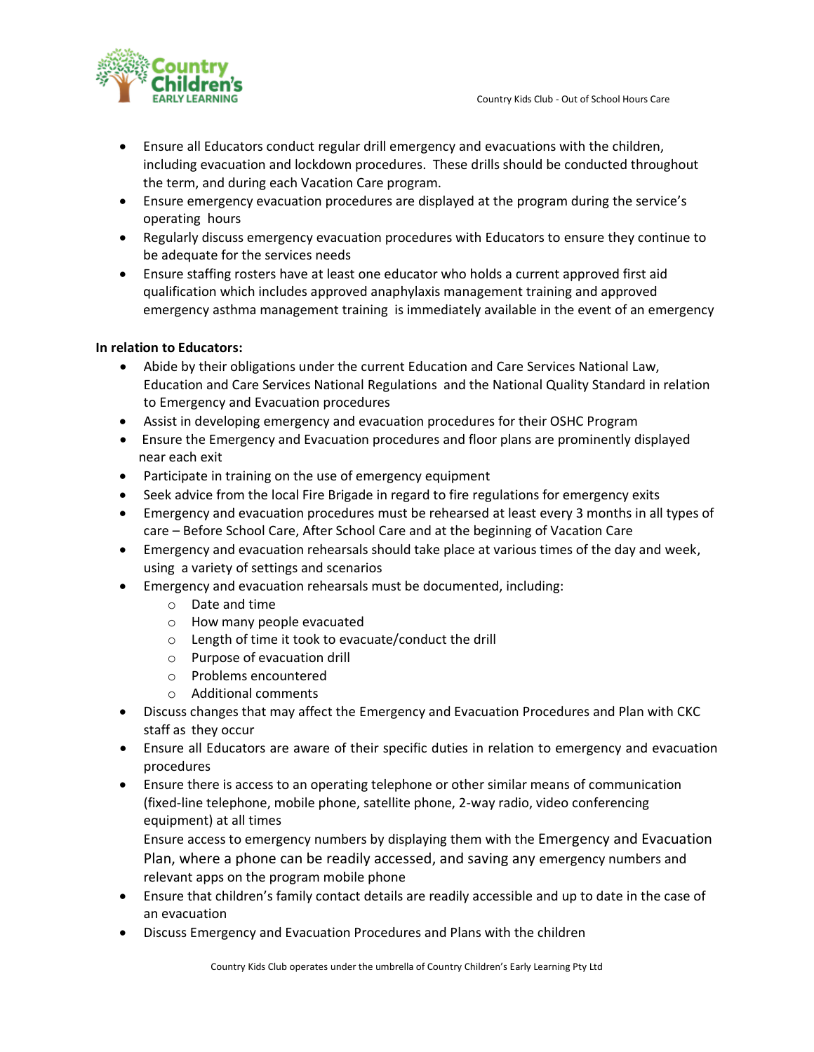- Ensure all Educators conduct regular drill emergency and evacuations with the children, including evacuation and lockdown procedures. These drills should be conducted throughout the term, and during each Vacation Care program.
- Ensure emergency evacuation procedures are displayed at the program during the service's operating hours
- Regularly discuss emergency evacuation procedures with Educators to ensure they continue to be adequate for the services needs
- Ensure staffing rosters have at least one educator who holds a current approved first aid qualification which includes approved anaphylaxis management training and approved emergency asthma management training is immediately available in the event of an emergency

**In relation to Educators:**

- Abide by their obligations under the current Education and Care Services National Law, Education and Care Services National Regulations and the National Quality Standard in relation to Emergency and Evacuation procedures
- Assist in developing emergency and evacuation procedures for their OSHC Program
- Ensure the Emergency and Evacuation procedures and floor plans are prominently displayed near each exit
- Participate in training on the use of emergency equipment
- Seek advice from the local Fire Brigade in regard to fire regulations for emergency exits
- Emergency and evacuation procedures must be rehearsed at least every 3 months in all types of care – Before School Care, After School Care and at the beginning of Vacation Care
- Emergency and evacuation rehearsals should take place at various times of the day and week, using a variety of settings and scenarios
- Emergency and evacuation rehearsals must be documented, including:
  - Date and time
  - How many people evacuated
  - Length of time it took to evacuate/conduct the drill
  - Purpose of evacuation drill
  - Problems encountered
  - Additional comments
- Discuss changes that may affect the Emergency and Evacuation Procedures and Plan with CKC staff as they occur
- Ensure all Educators are aware of their specific duties in relation to emergency and evacuation procedures
- Ensure there is access to an operating telephone or other similar means of communication (fixed-line telephone, mobile phone, satellite phone, 2-way radio, video conferencing equipment) at all times

  Ensure access to emergency numbers by displaying them with the Emergency and Evacuation Plan, where a phone can be readily accessed, and saving any emergency numbers and relevant apps on the program mobile phone
- Ensure that children's family contact details are readily accessible and up to date in the case of an evacuation
- Discuss Emergency and Evacuation Procedures and Plans with the children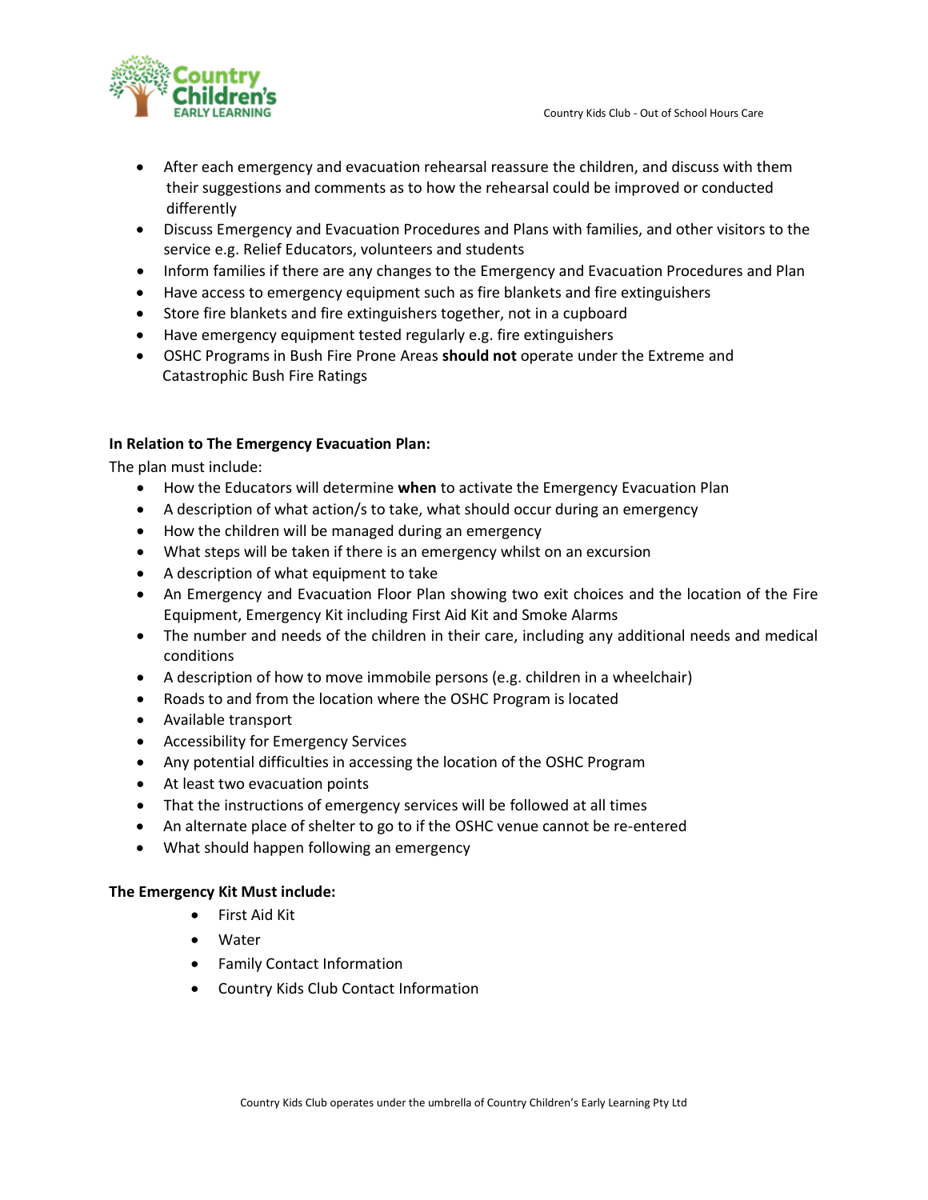- After each emergency and evacuation rehearsal reassure the children, and discuss with them their suggestions and comments as to how the rehearsal could be improved or conducted differently
- Discuss Emergency and Evacuation Procedures and Plans with families, and other visitors to the service e.g. Relief Educators, volunteers and students
- Inform families if there are any changes to the Emergency and Evacuation Procedures and Plan
- Have access to emergency equipment such as fire blankets and fire extinguishers
- Store fire blankets and fire extinguishers together, not in a cupboard
- Have emergency equipment tested regularly e.g. fire extinguishers
- OSHC Programs in Bush Fire Prone Areas **should not** operate under the Extreme and Catastrophic Bush Fire Ratings

**In Relation to The Emergency Evacuation Plan:**

The plan must include:

- How the Educators will determine **when** to activate the Emergency Evacuation Plan
- A description of what action/s to take, what should occur during an emergency
- How the children will be managed during an emergency
- What steps will be taken if there is an emergency whilst on an excursion
- A description of what equipment to take
- An Emergency and Evacuation Floor Plan showing two exit choices and the location of the Fire Equipment, Emergency Kit including First Aid Kit and Smoke Alarms
- The number and needs of the children in their care, including any additional needs and medical conditions
- A description of how to move immobile persons (e.g. children in a wheelchair)
- Roads to and from the location where the OSHC Program is located
- Available transport
- Accessibility for Emergency Services
- Any potential difficulties in accessing the location of the OSHC Program
- At least two evacuation points
- That the instructions of emergency services will be followed at all times
- An alternate place of shelter to go to if the OSHC venue cannot be re-entered
- What should happen following an emergency

**The Emergency Kit Must include:**

- First Aid Kit
- Water
- Family Contact Information
- Country Kids Club Contact Information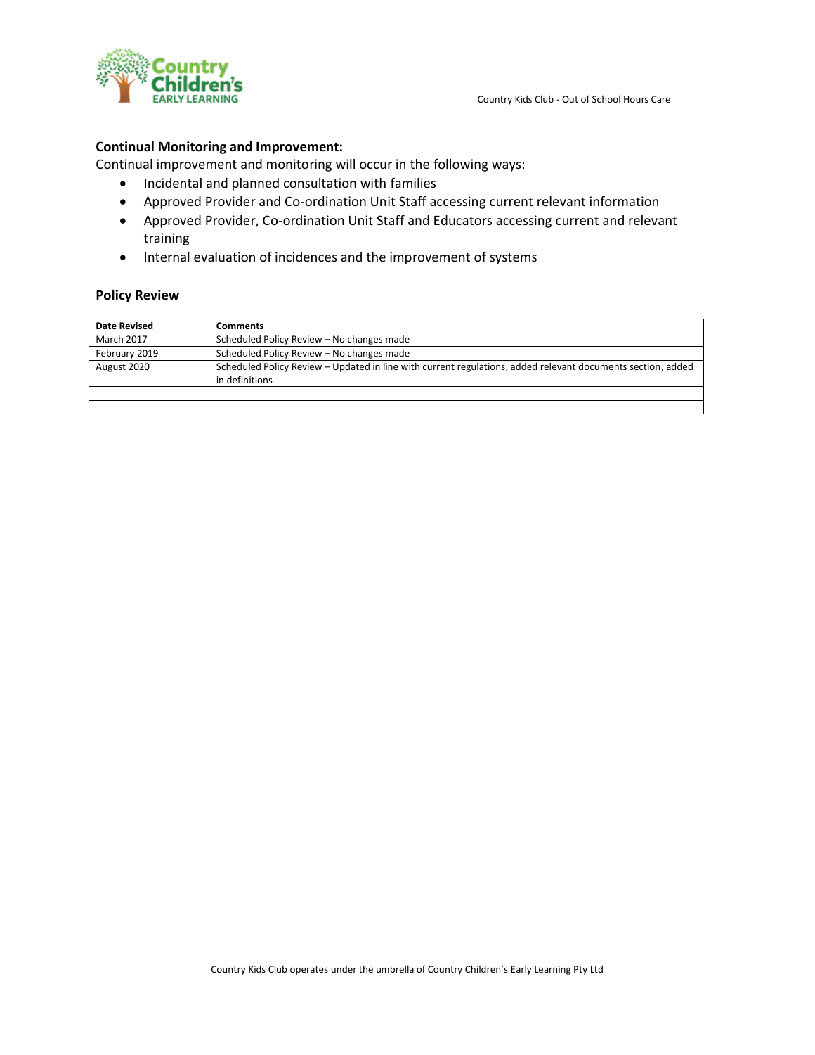## Continual Monitoring and Improvement:

Continual improvement and monitoring will occur in the following ways:

- Incidental and planned consultation with families
- Approved Provider and Co-ordination Unit Staff accessing current relevant information
- Approved Provider, Co-ordination Unit Staff and Educators accessing current and relevant training
- Internal evaluation of incidences and the improvement of systems

## Policy Review

| Date Revised | Comments |
| --- | --- |
| March 2017 | Scheduled Policy Review – No changes made |
| February 2019 | Scheduled Policy Review – No changes made |
| August 2020 | Scheduled Policy Review – Updated in line with current regulations, added relevant documents section, added in definitions |
| | |
| | |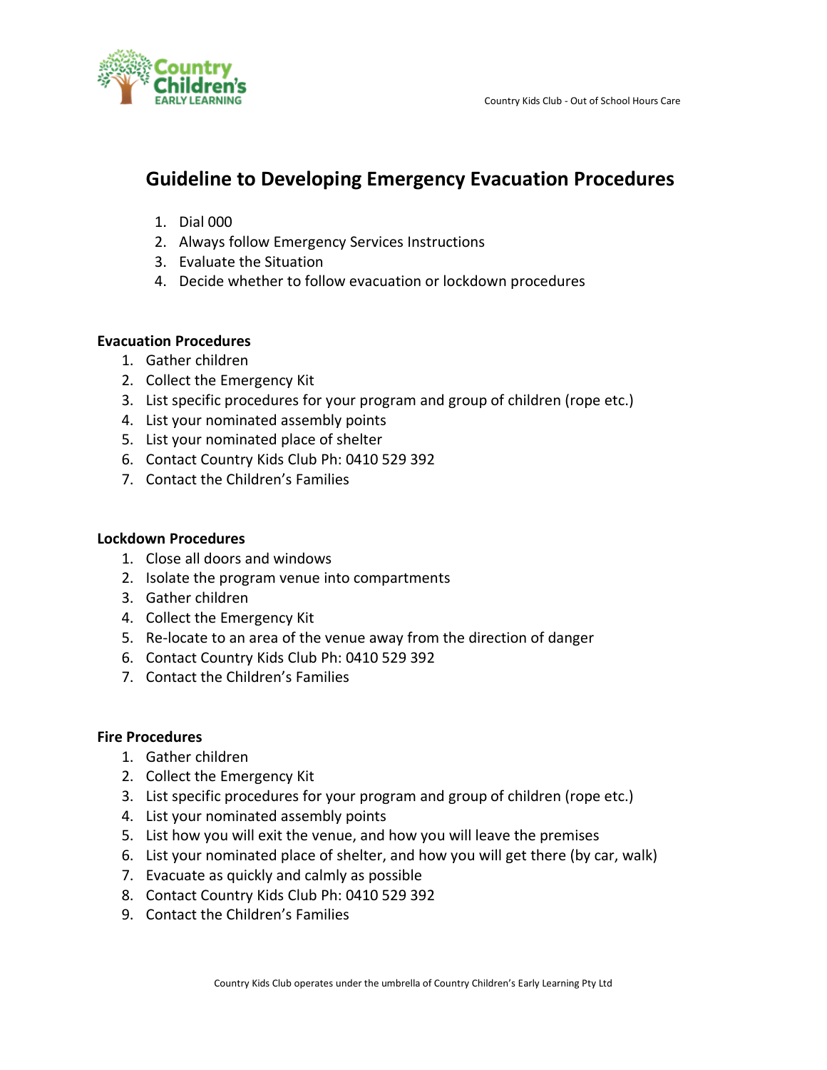# Guideline to Developing Emergency Evacuation Procedures

1. Dial 000
2. Always follow Emergency Services Instructions
3. Evaluate the Situation
4. Decide whether to follow evacuation or lockdown procedures

**Evacuation Procedures**

1. Gather children
2. Collect the Emergency Kit
3. List specific procedures for your program and group of children (rope etc.)
4. List your nominated assembly points
5. List your nominated place of shelter
6. Contact Country Kids Club Ph: 0410 529 392
7. Contact the Children's Families

**Lockdown Procedures**

1. Close all doors and windows
2. Isolate the program venue into compartments
3. Gather children
4. Collect the Emergency Kit
5. Re-locate to an area of the venue away from the direction of danger
6. Contact Country Kids Club Ph: 0410 529 392
7. Contact the Children's Families

**Fire Procedures**

1. Gather children
2. Collect the Emergency Kit
3. List specific procedures for your program and group of children (rope etc.)
4. List your nominated assembly points
5. List how you will exit the venue, and how you will leave the premises
6. List your nominated place of shelter, and how you will get there (by car, walk)
7. Evacuate as quickly and calmly as possible
8. Contact Country Kids Club Ph: 0410 529 392
9. Contact the Children's Families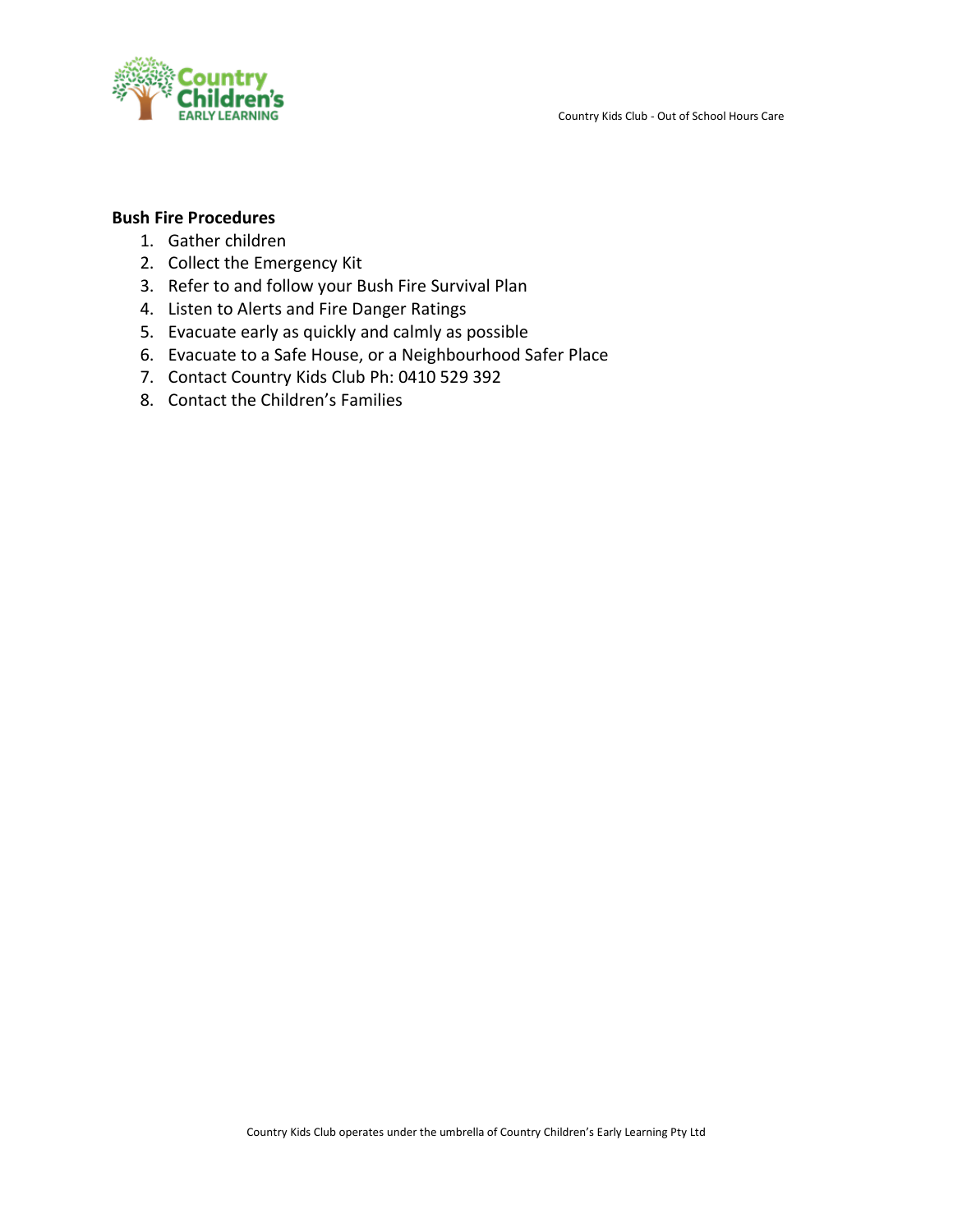**Bush Fire Procedures**

1. Gather children
2. Collect the Emergency Kit
3. Refer to and follow your Bush Fire Survival Plan
4. Listen to Alerts and Fire Danger Ratings
5. Evacuate early as quickly and calmly as possible
6. Evacuate to a Safe House, or a Neighbourhood Safer Place
7. Contact Country Kids Club Ph: 0410 529 392
8. Contact the Children's Families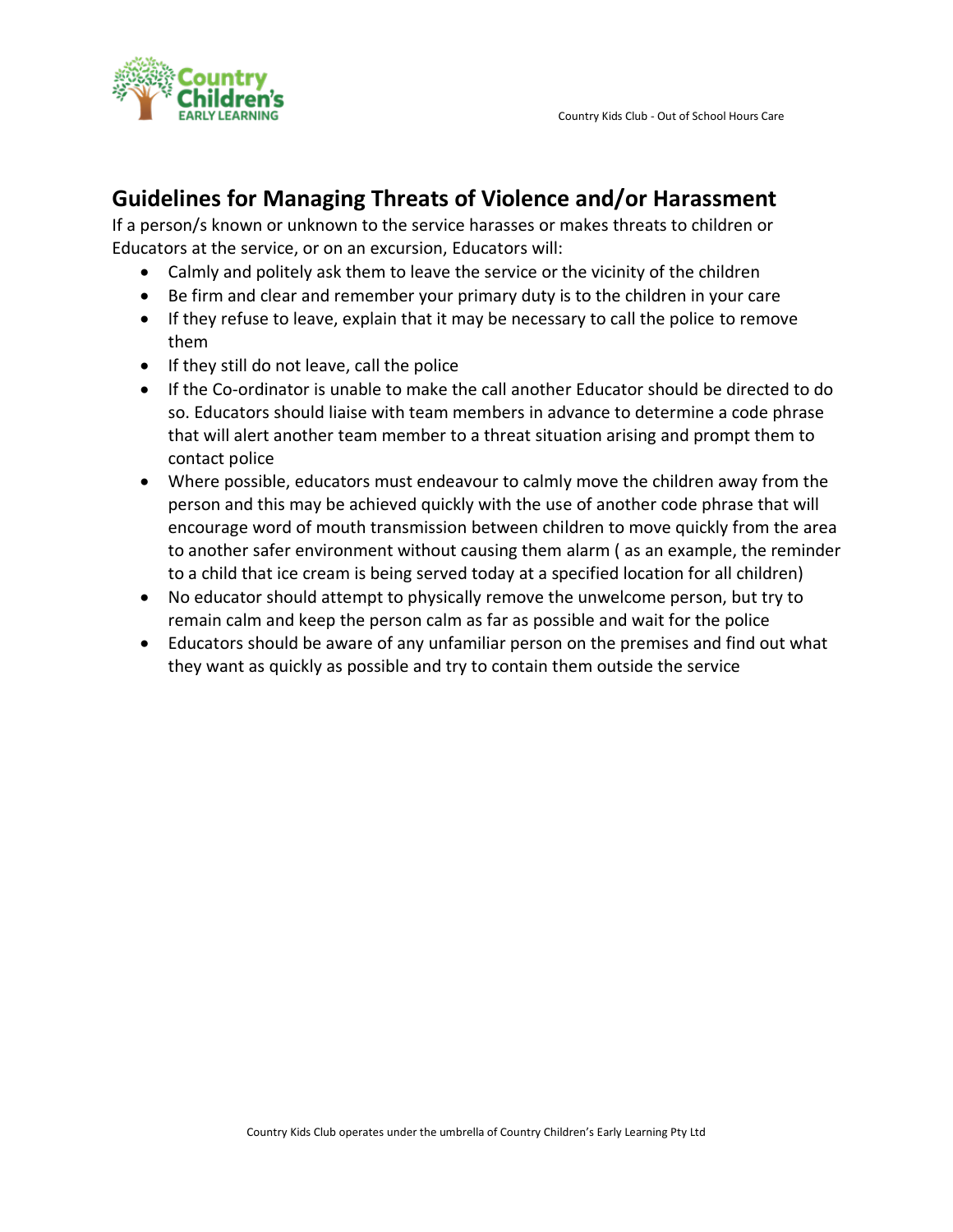## Guidelines for Managing Threats of Violence and/or Harassment

If a person/s known or unknown to the service harasses or makes threats to children or Educators at the service, or on an excursion, Educators will:

- Calmly and politely ask them to leave the service or the vicinity of the children
- Be firm and clear and remember your primary duty is to the children in your care
- If they refuse to leave, explain that it may be necessary to call the police to remove them
- If they still do not leave, call the police
- If the Co-ordinator is unable to make the call another Educator should be directed to do so. Educators should liaise with team members in advance to determine a code phrase that will alert another team member to a threat situation arising and prompt them to contact police
- Where possible, educators must endeavour to calmly move the children away from the person and this may be achieved quickly with the use of another code phrase that will encourage word of mouth transmission between children to move quickly from the area to another safer environment without causing them alarm ( as an example, the reminder to a child that ice cream is being served today at a specified location for all children)
- No educator should attempt to physically remove the unwelcome person, but try to remain calm and keep the person calm as far as possible and wait for the police
- Educators should be aware of any unfamiliar person on the premises and find out what they want as quickly as possible and try to contain them outside the service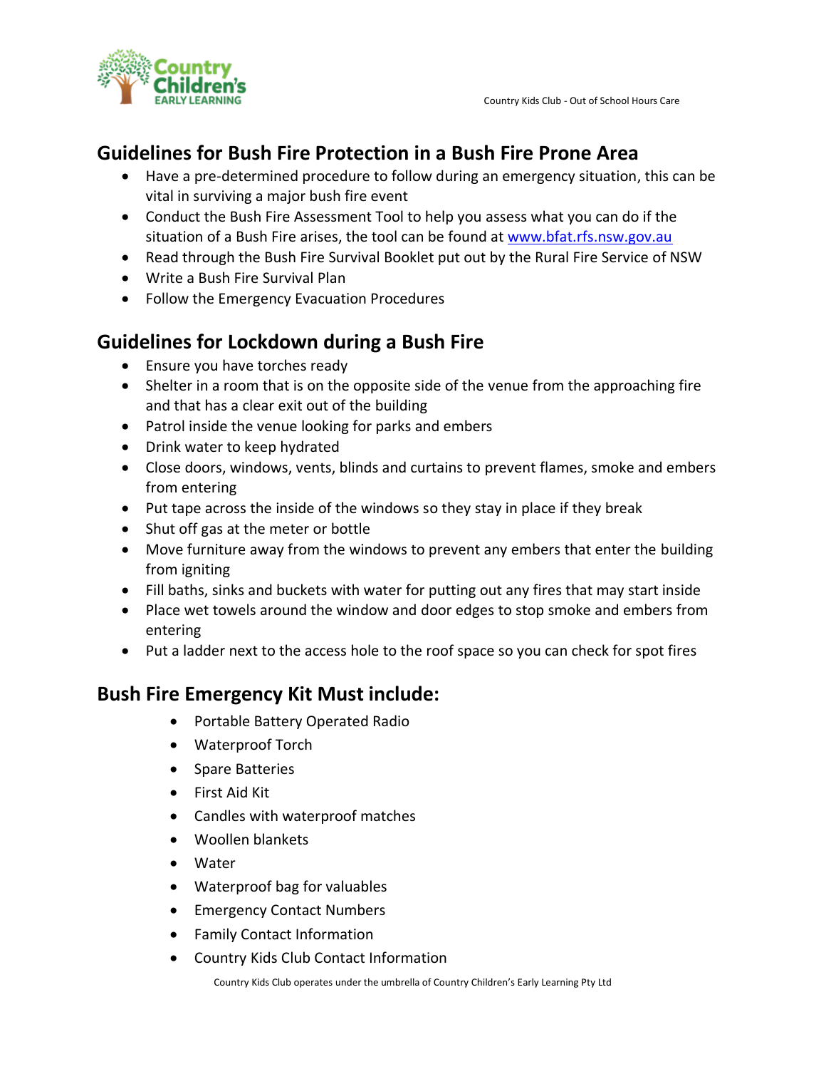## Guidelines for Bush Fire Protection in a Bush Fire Prone Area

- Have a pre-determined procedure to follow during an emergency situation, this can be vital in surviving a major bush fire event
- Conduct the Bush Fire Assessment Tool to help you assess what you can do if the situation of a Bush Fire arises, the tool can be found at [www.bfat.rfs.nsw.gov.au](www.bfat.rfs.nsw.gov.au)
- Read through the Bush Fire Survival Booklet put out by the Rural Fire Service of NSW
- Write a Bush Fire Survival Plan
- Follow the Emergency Evacuation Procedures

## Guidelines for Lockdown during a Bush Fire

- Ensure you have torches ready
- Shelter in a room that is on the opposite side of the venue from the approaching fire and that has a clear exit out of the building
- Patrol inside the venue looking for parks and embers
- Drink water to keep hydrated
- Close doors, windows, vents, blinds and curtains to prevent flames, smoke and embers from entering
- Put tape across the inside of the windows so they stay in place if they break
- Shut off gas at the meter or bottle
- Move furniture away from the windows to prevent any embers that enter the building from igniting
- Fill baths, sinks and buckets with water for putting out any fires that may start inside
- Place wet towels around the window and door edges to stop smoke and embers from entering
- Put a ladder next to the access hole to the roof space so you can check for spot fires

## Bush Fire Emergency Kit Must include:

- Portable Battery Operated Radio
- Waterproof Torch
- Spare Batteries
- First Aid Kit
- Candles with waterproof matches
- Woollen blankets
- Water
- Waterproof bag for valuables
- Emergency Contact Numbers
- Family Contact Information
- Country Kids Club Contact Information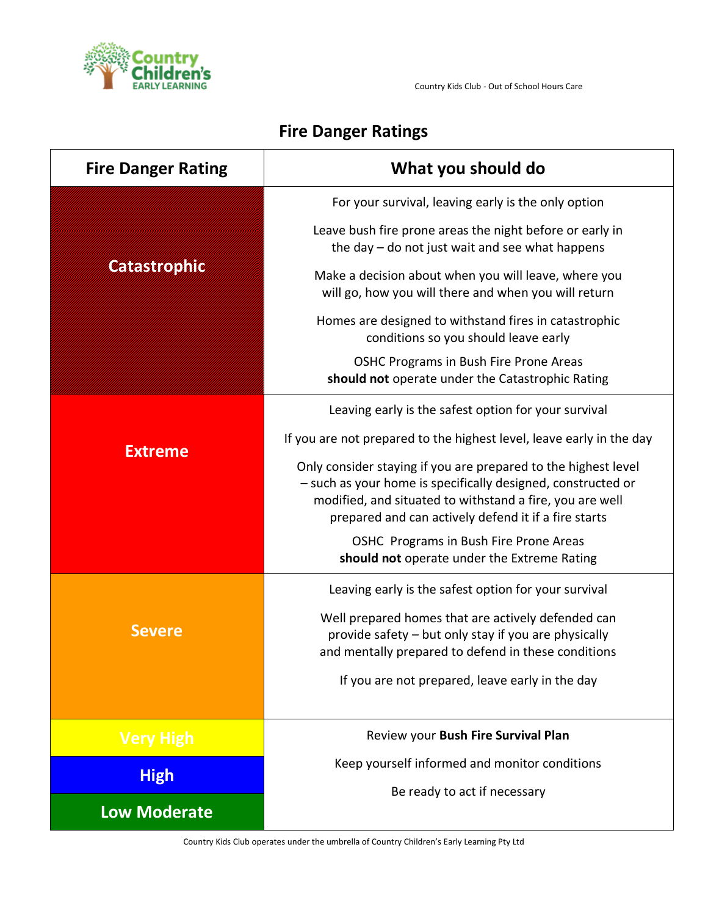# Fire Danger Ratings

| Fire Danger Rating | What you should do |
| --- | --- |
| Catastrophic | For your survival, leaving early is the only option<br><br>Leave bush fire prone areas the night before or early in the day – do not just wait and see what happens<br><br>Make a decision about when you will leave, where you will go, how you will there and when you will return<br><br>Homes are designed to withstand fires in catastrophic conditions so you should leave early<br><br>OSHC Programs in Bush Fire Prone Areas **should not** operate under the Catastrophic Rating |
| Extreme | Leaving early is the safest option for your survival<br><br>If you are not prepared to the highest level, leave early in the day<br><br>Only consider staying if you are prepared to the highest level – such as your home is specifically designed, constructed or modified, and situated to withstand a fire, you are well prepared and can actively defend it if a fire starts<br><br>OSHC Programs in Bush Fire Prone Areas **should not** operate under the Extreme Rating |
| Severe | Leaving early is the safest option for your survival<br><br>Well prepared homes that are actively defended can provide safety – but only stay if you are physically and mentally prepared to defend in these conditions<br><br>If you are not prepared, leave early in the day |
| Very High<br>High<br>Low Moderate | Review your **Bush Fire Survival Plan**<br><br>Keep yourself informed and monitor conditions<br><br>Be ready to act if necessary |

Country Kids Club operates under the umbrella of Country Children's Early Learning Pty Ltd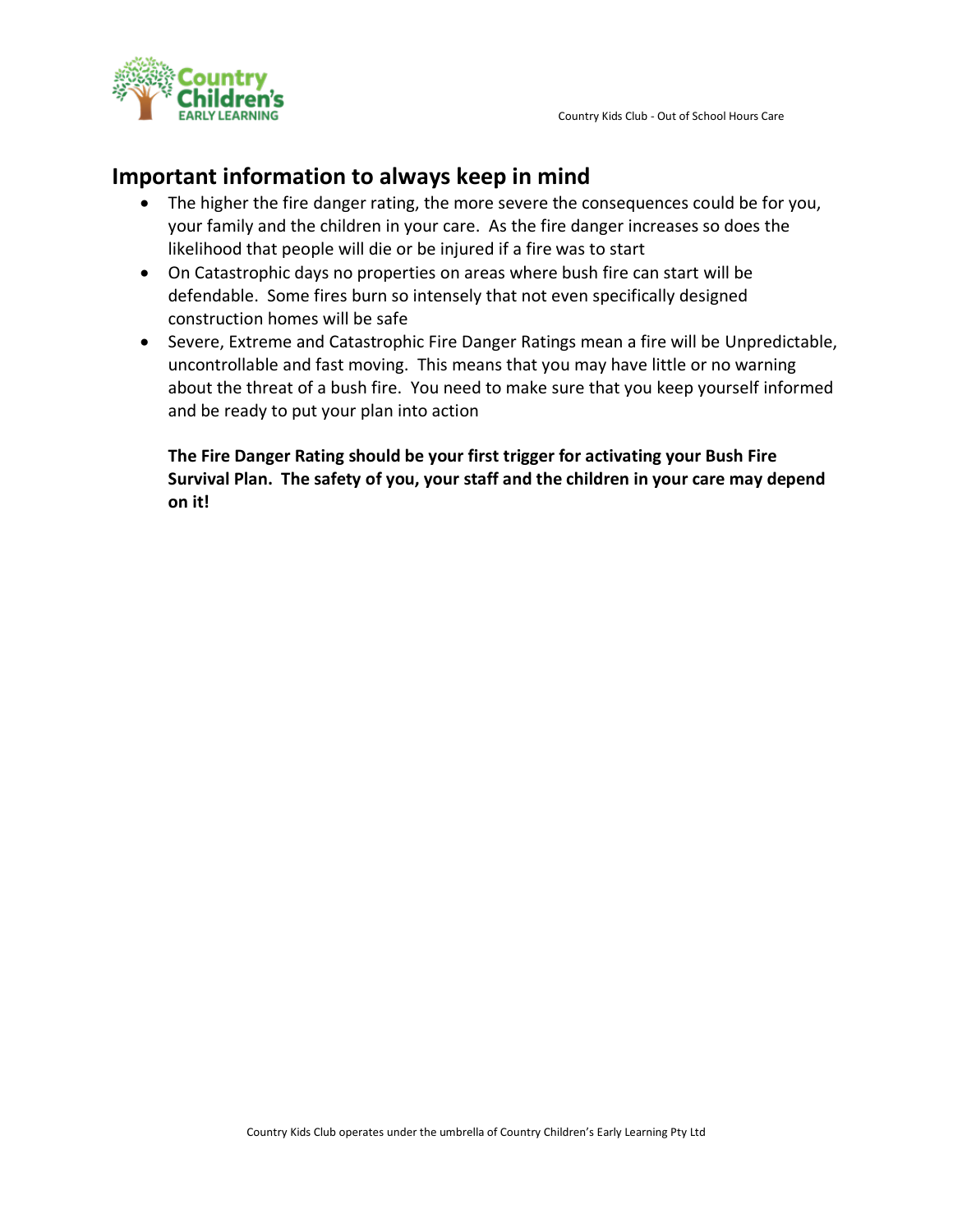## Important information to always keep in mind

- The higher the fire danger rating, the more severe the consequences could be for you, your family and the children in your care. As the fire danger increases so does the likelihood that people will die or be injured if a fire was to start
- On Catastrophic days no properties on areas where bush fire can start will be defendable. Some fires burn so intensely that not even specifically designed construction homes will be safe
- Severe, Extreme and Catastrophic Fire Danger Ratings mean a fire will be Unpredictable, uncontrollable and fast moving. This means that you may have little or no warning about the threat of a bush fire. You need to make sure that you keep yourself informed and be ready to put your plan into action

**The Fire Danger Rating should be your first trigger for activating your Bush Fire Survival Plan. The safety of you, your staff and the children in your care may depend on it!**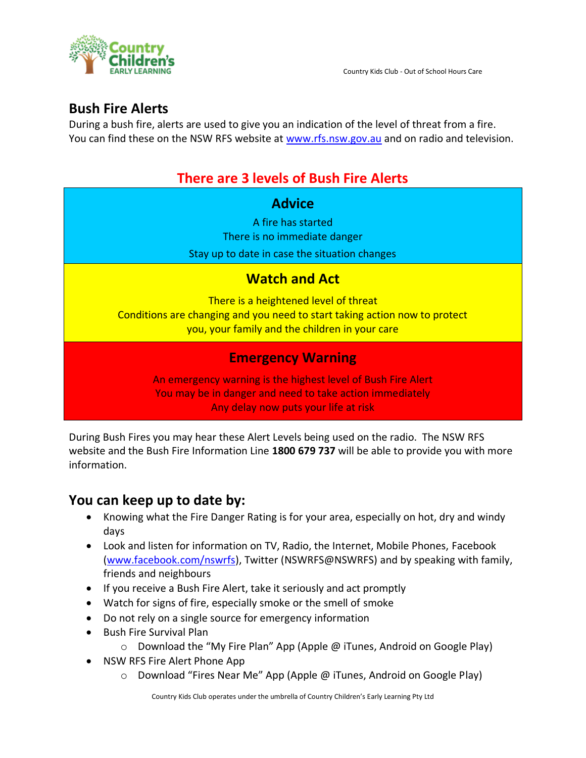## Bush Fire Alerts

During a bush fire, alerts are used to give you an indication of the level of threat from a fire. You can find these on the NSW RFS website at www.rfs.nsw.gov.au and on radio and television.

### There are 3 levels of Bush Fire Alerts

**Advice**

A fire has started
There is no immediate danger
Stay up to date in case the situation changes

**Watch and Act**

There is a heightened level of threat
Conditions are changing and you need to start taking action now to protect you, your family and the children in your care

**Emergency Warning**

An emergency warning is the highest level of Bush Fire Alert
You may be in danger and need to take action immediately
Any delay now puts your life at risk

During Bush Fires you may hear these Alert Levels being used on the radio. The NSW RFS website and the Bush Fire Information Line **1800 679 737** will be able to provide you with more information.

## You can keep up to date by:

- Knowing what the Fire Danger Rating is for your area, especially on hot, dry and windy days
- Look and listen for information on TV, Radio, the Internet, Mobile Phones, Facebook (www.facebook.com/nswrfs), Twitter (NSWRFS@NSWRFS) and by speaking with family, friends and neighbours
- If you receive a Bush Fire Alert, take it seriously and act promptly
- Watch for signs of fire, especially smoke or the smell of smoke
- Do not rely on a single source for emergency information
- Bush Fire Survival Plan
  - Download the "My Fire Plan" App (Apple @ iTunes, Android on Google Play)
- NSW RFS Fire Alert Phone App
  - Download "Fires Near Me" App (Apple @ iTunes, Android on Google Play)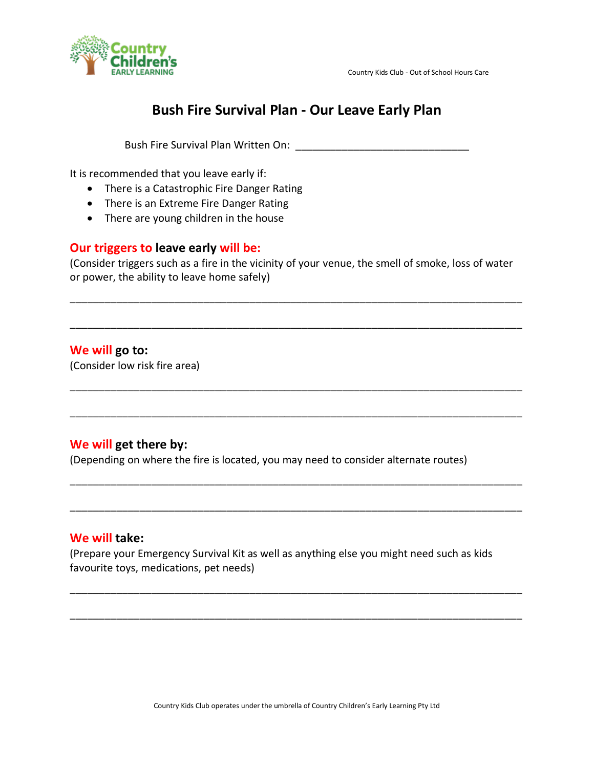# Bush Fire Survival Plan - Our Leave Early Plan

Bush Fire Survival Plan Written On: ______________________________

It is recommended that you leave early if:

- There is a Catastrophic Fire Danger Rating
- There is an Extreme Fire Danger Rating
- There are young children in the house

**Our triggers to leave early will be:**

(Consider triggers such as a fire in the vicinity of your venue, the smell of smoke, loss of water or power, the ability to leave home safely)

______________________________________________________________________________

______________________________________________________________________________

**We will go to:**

(Consider low risk fire area)

______________________________________________________________________________

______________________________________________________________________________

**We will get there by:**

(Depending on where the fire is located, you may need to consider alternate routes)

______________________________________________________________________________

______________________________________________________________________________

**We will take:**

(Prepare your Emergency Survival Kit as well as anything else you might need such as kids favourite toys, medications, pet needs)

______________________________________________________________________________

______________________________________________________________________________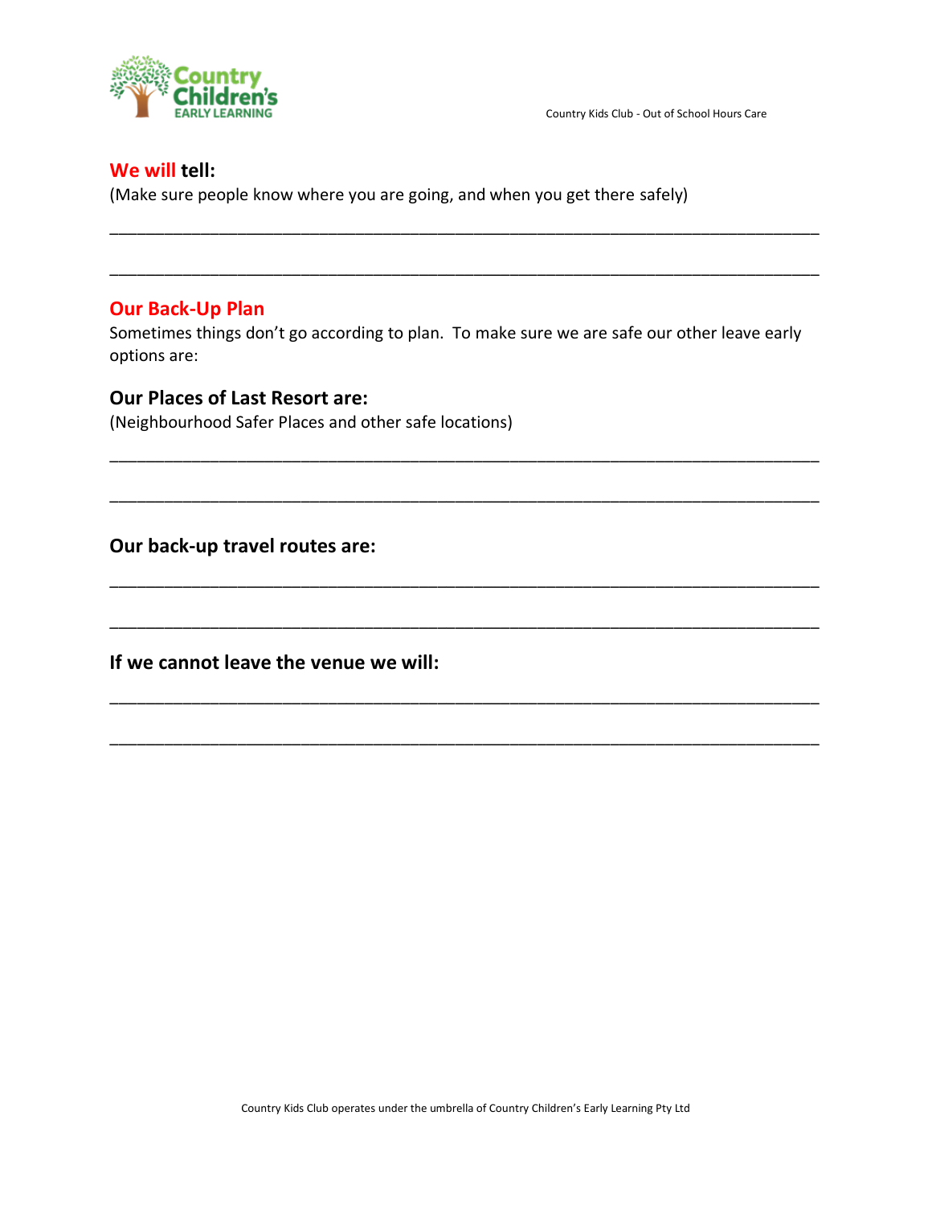**We will tell:**

(Make sure people know where you are going, and when you get there safely)

\_\_\_\_\_\_\_\_\_\_\_\_\_\_\_\_\_\_\_\_\_\_\_\_\_\_\_\_\_\_\_\_\_\_\_\_\_\_\_\_\_\_\_\_\_\_\_\_\_\_\_\_\_\_\_\_\_\_\_\_\_\_\_\_\_\_\_\_\_\_\_\_\_\_\_\_

\_\_\_\_\_\_\_\_\_\_\_\_\_\_\_\_\_\_\_\_\_\_\_\_\_\_\_\_\_\_\_\_\_\_\_\_\_\_\_\_\_\_\_\_\_\_\_\_\_\_\_\_\_\_\_\_\_\_\_\_\_\_\_\_\_\_\_\_\_\_\_\_\_\_\_\_

## Our Back-Up Plan

Sometimes things don't go according to plan. To make sure we are safe our other leave early options are:

### Our Places of Last Resort are:

(Neighbourhood Safer Places and other safe locations)

\_\_\_\_\_\_\_\_\_\_\_\_\_\_\_\_\_\_\_\_\_\_\_\_\_\_\_\_\_\_\_\_\_\_\_\_\_\_\_\_\_\_\_\_\_\_\_\_\_\_\_\_\_\_\_\_\_\_\_\_\_\_\_\_\_\_\_\_\_\_\_\_\_\_\_\_

\_\_\_\_\_\_\_\_\_\_\_\_\_\_\_\_\_\_\_\_\_\_\_\_\_\_\_\_\_\_\_\_\_\_\_\_\_\_\_\_\_\_\_\_\_\_\_\_\_\_\_\_\_\_\_\_\_\_\_\_\_\_\_\_\_\_\_\_\_\_\_\_\_\_\_\_

### Our back-up travel routes are:

\_\_\_\_\_\_\_\_\_\_\_\_\_\_\_\_\_\_\_\_\_\_\_\_\_\_\_\_\_\_\_\_\_\_\_\_\_\_\_\_\_\_\_\_\_\_\_\_\_\_\_\_\_\_\_\_\_\_\_\_\_\_\_\_\_\_\_\_\_\_\_\_\_\_\_\_

\_\_\_\_\_\_\_\_\_\_\_\_\_\_\_\_\_\_\_\_\_\_\_\_\_\_\_\_\_\_\_\_\_\_\_\_\_\_\_\_\_\_\_\_\_\_\_\_\_\_\_\_\_\_\_\_\_\_\_\_\_\_\_\_\_\_\_\_\_\_\_\_\_\_\_\_

### If we cannot leave the venue we will:

\_\_\_\_\_\_\_\_\_\_\_\_\_\_\_\_\_\_\_\_\_\_\_\_\_\_\_\_\_\_\_\_\_\_\_\_\_\_\_\_\_\_\_\_\_\_\_\_\_\_\_\_\_\_\_\_\_\_\_\_\_\_\_\_\_\_\_\_\_\_\_\_\_\_\_\_

\_\_\_\_\_\_\_\_\_\_\_\_\_\_\_\_\_\_\_\_\_\_\_\_\_\_\_\_\_\_\_\_\_\_\_\_\_\_\_\_\_\_\_\_\_\_\_\_\_\_\_\_\_\_\_\_\_\_\_\_\_\_\_\_\_\_\_\_\_\_\_\_\_\_\_\_